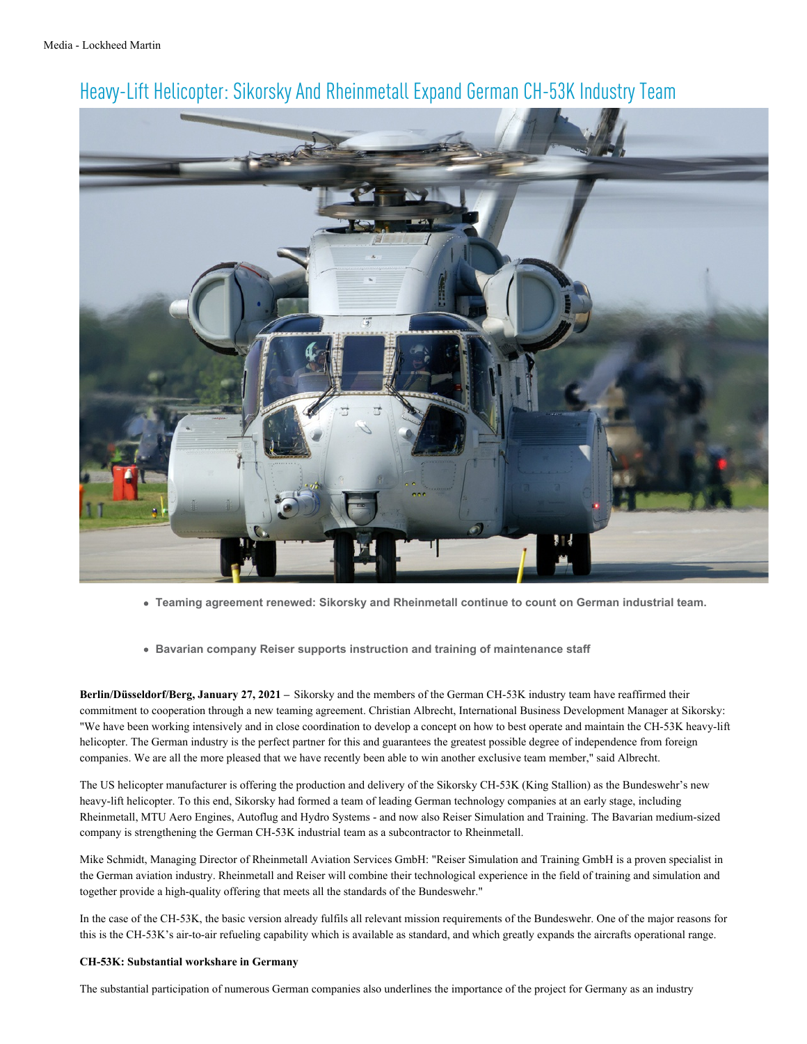# Heavy-Lift Helicopter: Sikorsky And Rheinmetall Expand German CH-53K Industry Team

- **Teaming agreement renewed: Sikorsky and Rheinmetall continue to count on German industrial team.**
- **Bavarian company Reiser supports instruction and training of maintenance staff**

**Berlin/Düsseldorf/Berg, January 27, 2021 –** Sikorsky and the members of the German CH-53K industry team have reaffirmed their commitment to cooperation through a new teaming agreement. Christian Albrecht, International Business Development Manager at Sikorsky: "We have been working intensively and in close coordination to develop a concept on how to best operate and maintain the CH-53K heavy-lift helicopter. The German industry is the perfect partner for this and guarantees the greatest possible degree of independence from foreign companies. We are all the more pleased that we have recently been able to win another exclusive team member," said Albrecht.

The US helicopter manufacturer is offering the production and delivery of the Sikorsky CH-53K (King Stallion) as the Bundeswehr's new heavy-lift helicopter. To this end, Sikorsky had formed a team of leading German technology companies at an early stage, including Rheinmetall, MTU Aero Engines, Autoflug and Hydro Systems - and now also Reiser Simulation and Training. The Bavarian medium-sized company is strengthening the German CH-53K industrial team as a subcontractor to Rheinmetall.

Mike Schmidt, Managing Director of Rheinmetall Aviation Services GmbH: "Reiser Simulation and Training GmbH is a proven specialist in the German aviation industry. Rheinmetall and Reiser will combine their technological experience in the field of training and simulation and together provide a high-quality offering that meets all the standards of the Bundeswehr."

In the case of the CH-53K, the basic version already fulfils all relevant mission requirements of the Bundeswehr. One of the major reasons for this is the CH-53K's air-to-air refueling capability which is available as standard, and which greatly expands the aircrafts operational range.

**CH-53K: Substantial workshare in Germany**

The substantial participation of numerous German companies also underlines the importance of the project for Germany as an industry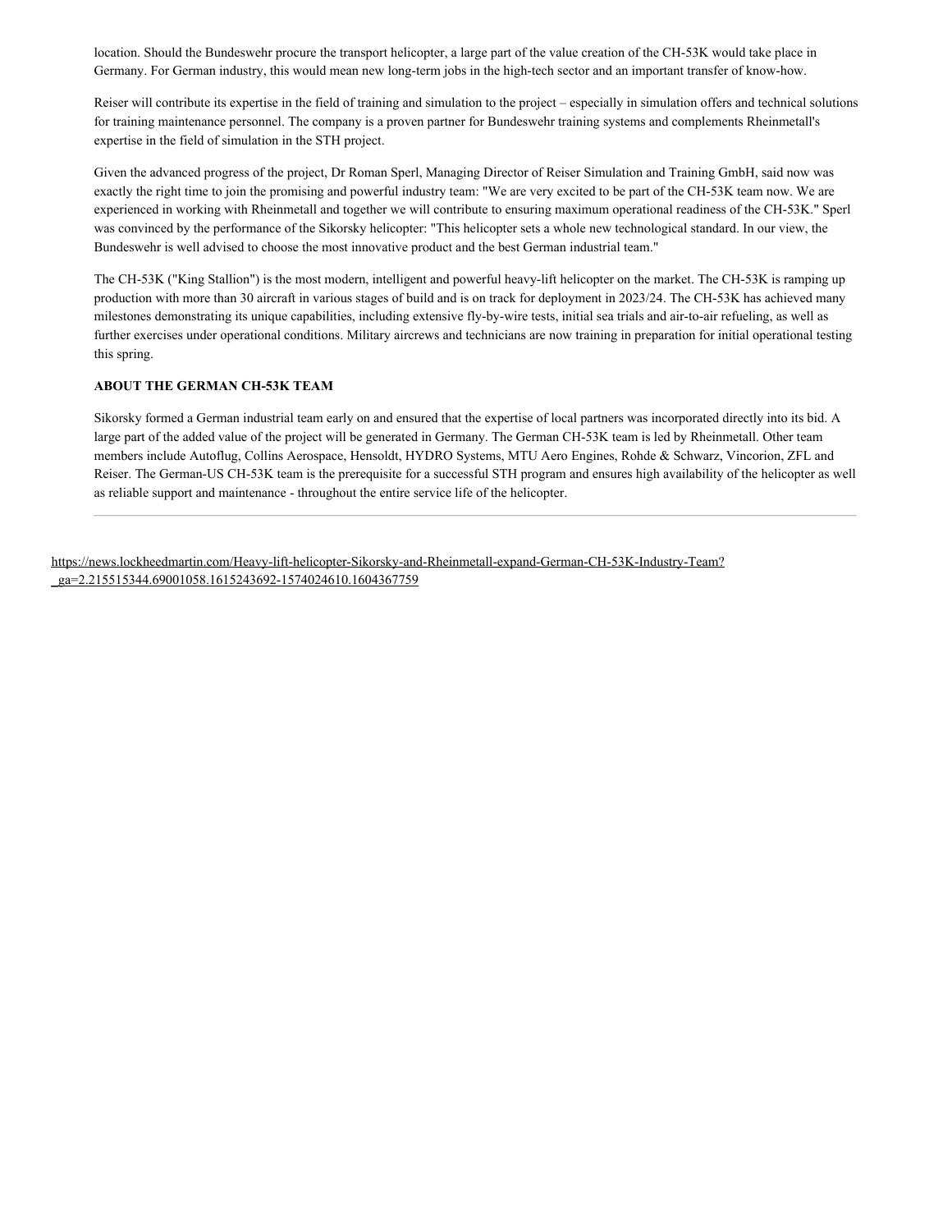location. Should the Bundeswehr procure the transport helicopter, a large part of the value creation of the CH-53K would take place in Germany. For German industry, this would mean new long-term jobs in the high-tech sector and an important transfer of know-how.

Reiser will contribute its expertise in the field of training and simulation to the project – especially in simulation offers and technical solutions for training maintenance personnel. The company is a proven partner for Bundeswehr training systems and complements Rheinmetall's expertise in the field of simulation in the STH project.

Given the advanced progress of the project, Dr Roman Sperl, Managing Director of Reiser Simulation and Training GmbH, said now was exactly the right time to join the promising and powerful industry team: "We are very excited to be part of the CH-53K team now. We are experienced in working with Rheinmetall and together we will contribute to ensuring maximum operational readiness of the CH-53K." Sperl was convinced by the performance of the Sikorsky helicopter: "This helicopter sets a whole new technological standard. In our view, the Bundeswehr is well advised to choose the most innovative product and the best German industrial team."

The CH-53K ("King Stallion") is the most modern, intelligent and powerful heavy-lift helicopter on the market. The CH-53K is ramping up production with more than 30 aircraft in various stages of build and is on track for deployment in 2023/24. The CH-53K has achieved many milestones demonstrating its unique capabilities, including extensive fly-by-wire tests, initial sea trials and air-to-air refueling, as well as further exercises under operational conditions. Military aircrews and technicians are now training in preparation for initial operational testing this spring.

**ABOUT THE GERMAN CH-53K TEAM**

Sikorsky formed a German industrial team early on and ensured that the expertise of local partners was incorporated directly into its bid. A large part of the added value of the project will be generated in Germany. The German CH-53K team is led by Rheinmetall. Other team members include Autoflug, Collins Aerospace, Hensoldt, HYDRO Systems, MTU Aero Engines, Rohde & Schwarz, Vincorion, ZFL and Reiser. The German-US CH-53K team is the prerequisite for a successful STH program and ensures high availability of the helicopter as well as reliable support and maintenance - throughout the entire service life of the helicopter.

---

https://news.lockheedmartin.com/Heavy-lift-helicopter-Sikorsky-and-Rheinmetall-expand-German-CH-53K-Industry-Team?_ga=2.215515344.69001058.1615243692-1574024610.1604367759